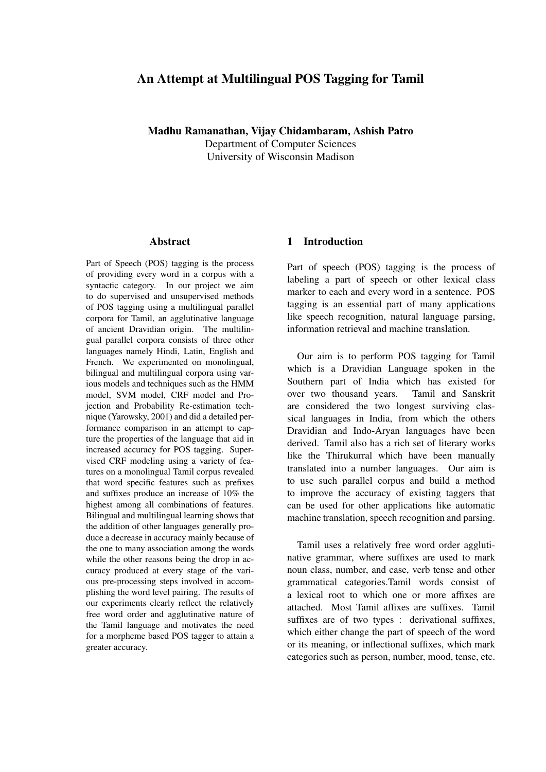# An Attempt at Multilingual POS Tagging for Tamil

**Madhu Ramanathan, Vijay Chidambaram, Ashish Patro**
Department of Computer Sciences
University of Wisconsin Madison

## Abstract

Part of Speech (POS) tagging is the process of providing every word in a corpus with a syntactic category. In our project we aim to do supervised and unsupervised methods of POS tagging using a multilingual parallel corpora for Tamil, an agglutinative language of ancient Dravidian origin. The multilingual parallel corpora consists of three other languages namely Hindi, Latin, English and French. We experimented on monolingual, bilingual and multilingual corpora using various models and techniques such as the HMM model, SVM model, CRF model and Projection and Probability Re-estimation technique (Yarowsky, 2001) and did a detailed performance comparison in an attempt to capture the properties of the language that aid in increased accuracy for POS tagging. Supervised CRF modeling using a variety of features on a monolingual Tamil corpus revealed that word specific features such as prefixes and suffixes produce an increase of 10% the highest among all combinations of features. Bilingual and multilingual learning shows that the addition of other languages generally produce a decrease in accuracy mainly because of the one to many association among the words while the other reasons being the drop in accuracy produced at every stage of the various pre-processing steps involved in accomplishing the word level pairing. The results of our experiments clearly reflect the relatively free word order and agglutinative nature of the Tamil language and motivates the need for a morpheme based POS tagger to attain a greater accuracy.

## 1 Introduction

Part of speech (POS) tagging is the process of labeling a part of speech or other lexical class marker to each and every word in a sentence. POS tagging is an essential part of many applications like speech recognition, natural language parsing, information retrieval and machine translation.

Our aim is to perform POS tagging for Tamil which is a Dravidian Language spoken in the Southern part of India which has existed for over two thousand years. Tamil and Sanskrit are considered the two longest surviving classical languages in India, from which the others Dravidian and Indo-Aryan languages have been derived. Tamil also has a rich set of literary works like the Thirukurral which have been manually translated into a number languages. Our aim is to use such parallel corpus and build a method to improve the accuracy of existing taggers that can be used for other applications like automatic machine translation, speech recognition and parsing.

Tamil uses a relatively free word order agglutinative grammar, where suffixes are used to mark noun class, number, and case, verb tense and other grammatical categories.Tamil words consist of a lexical root to which one or more affixes are attached. Most Tamil affixes are suffixes. Tamil suffixes are of two types : derivational suffixes, which either change the part of speech of the word or its meaning, or inflectional suffixes, which mark categories such as person, number, mood, tense, etc.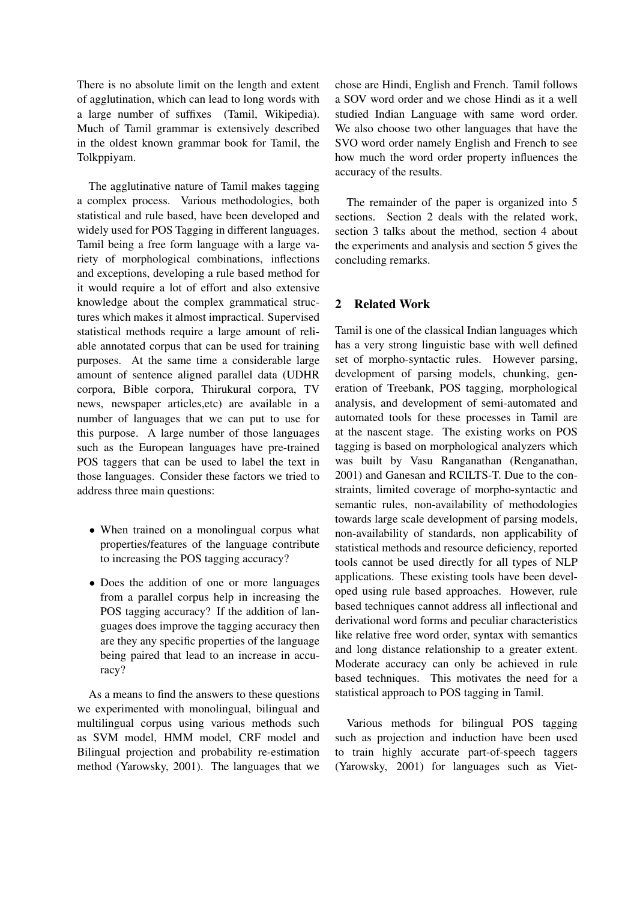There is no absolute limit on the length and extent of agglutination, which can lead to long words with a large number of suffixes (Tamil, Wikipedia). Much of Tamil grammar is extensively described in the oldest known grammar book for Tamil, the Tolkppiyam.

The agglutinative nature of Tamil makes tagging a complex process. Various methodologies, both statistical and rule based, have been developed and widely used for POS Tagging in different languages. Tamil being a free form language with a large variety of morphological combinations, inflections and exceptions, developing a rule based method for it would require a lot of effort and also extensive knowledge about the complex grammatical structures which makes it almost impractical. Supervised statistical methods require a large amount of reliable annotated corpus that can be used for training purposes. At the same time a considerable large amount of sentence aligned parallel data (UDHR corpora, Bible corpora, Thirukural corpora, TV news, newspaper articles,etc) are available in a number of languages that we can put to use for this purpose. A large number of those languages such as the European languages have pre-trained POS taggers that can be used to label the text in those languages. Consider these factors we tried to address three main questions:

- When trained on a monolingual corpus what properties/features of the language contribute to increasing the POS tagging accuracy?
- Does the addition of one or more languages from a parallel corpus help in increasing the POS tagging accuracy? If the addition of languages does improve the tagging accuracy then are they any specific properties of the language being paired that lead to an increase in accuracy?

As a means to find the answers to these questions we experimented with monolingual, bilingual and multilingual corpus using various methods such as SVM model, HMM model, CRF model and Bilingual projection and probability re-estimation method (Yarowsky, 2001). The languages that we chose are Hindi, English and French. Tamil follows a SOV word order and we chose Hindi as it a well studied Indian Language with same word order. We also choose two other languages that have the SVO word order namely English and French to see how much the word order property influences the accuracy of the results.

The remainder of the paper is organized into 5 sections. Section 2 deals with the related work, section 3 talks about the method, section 4 about the experiments and analysis and section 5 gives the concluding remarks.

## 2 Related Work

Tamil is one of the classical Indian languages which has a very strong linguistic base with well defined set of morpho-syntactic rules. However parsing, development of parsing models, chunking, generation of Treebank, POS tagging, morphological analysis, and development of semi-automated and automated tools for these processes in Tamil are at the nascent stage. The existing works on POS tagging is based on morphological analyzers which was built by Vasu Ranganathan (Renganathan, 2001) and Ganesan and RCILTS-T. Due to the constraints, limited coverage of morpho-syntactic and semantic rules, non-availability of methodologies towards large scale development of parsing models, non-availability of standards, non applicability of statistical methods and resource deficiency, reported tools cannot be used directly for all types of NLP applications. These existing tools have been developed using rule based approaches. However, rule based techniques cannot address all inflectional and derivational word forms and peculiar characteristics like relative free word order, syntax with semantics and long distance relationship to a greater extent. Moderate accuracy can only be achieved in rule based techniques. This motivates the need for a statistical approach to POS tagging in Tamil.

Various methods for bilingual POS tagging such as projection and induction have been used to train highly accurate part-of-speech taggers (Yarowsky, 2001) for languages such as Viet-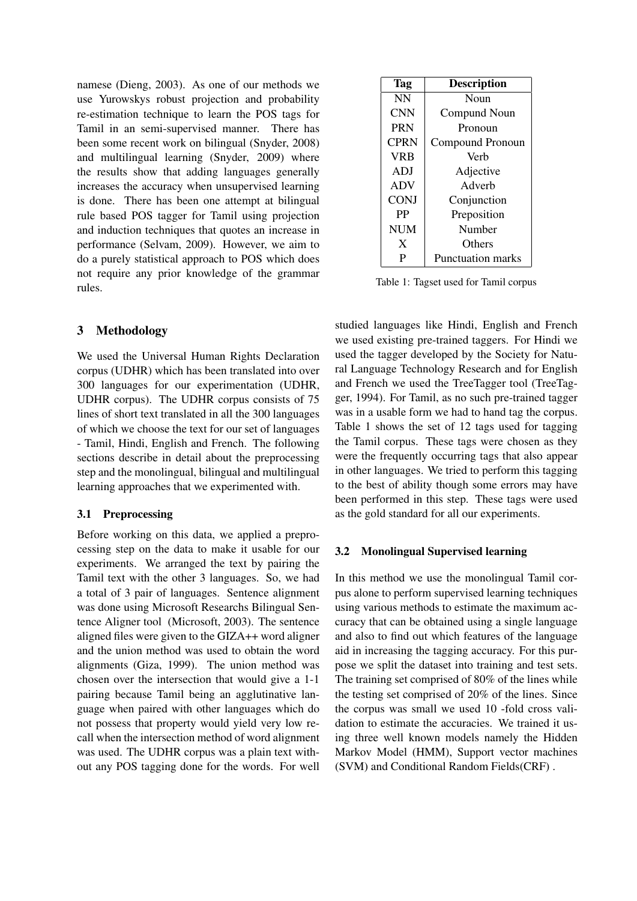namese (Dieng, 2003). As one of our methods we use Yurowskys robust projection and probability re-estimation technique to learn the POS tags for Tamil in an semi-supervised manner. There has been some recent work on bilingual (Snyder, 2008) and multilingual learning (Snyder, 2009) where the results show that adding languages generally increases the accuracy when unsupervised learning is done. There has been one attempt at bilingual rule based POS tagger for Tamil using projection and induction techniques that quotes an increase in performance (Selvam, 2009). However, we aim to do a purely statistical approach to POS which does not require any prior knowledge of the grammar rules.

## 3 Methodology

We used the Universal Human Rights Declaration corpus (UDHR) which has been translated into over 300 languages for our experimentation (UDHR, UDHR corpus). The UDHR corpus consists of 75 lines of short text translated in all the 300 languages of which we choose the text for our set of languages - Tamil, Hindi, English and French. The following sections describe in detail about the preprocessing step and the monolingual, bilingual and multilingual learning approaches that we experimented with.

### 3.1 Preprocessing

Before working on this data, we applied a preprocessing step on the data to make it usable for our experiments. We arranged the text by pairing the Tamil text with the other 3 languages. So, we had a total of 3 pair of languages. Sentence alignment was done using Microsoft Researchs Bilingual Sentence Aligner tool (Microsoft, 2003). The sentence aligned files were given to the GIZA++ word aligner and the union method was used to obtain the word alignments (Giza, 1999). The union method was chosen over the intersection that would give a 1-1 pairing because Tamil being an agglutinative language when paired with other languages which do not possess that property would yield very low recall when the intersection method of word alignment was used. The UDHR corpus was a plain text without any POS tagging done for the words. For well studied languages like Hindi, English and French we used existing pre-trained taggers. For Hindi we used the tagger developed by the Society for Natural Language Technology Research and for English and French we used the TreeTagger tool (TreeTagger, 1994). For Tamil, as no such pre-trained tagger was in a usable form we had to hand tag the corpus. Table 1 shows the set of 12 tags used for tagging the Tamil corpus. These tags were chosen as they were the frequently occurring tags that also appear in other languages. We tried to perform this tagging to the best of ability though some errors may have been performed in this step. These tags were used as the gold standard for all our experiments.

| Tag | Description |
|---|---|
| NN | Noun |
| CNN | Compund Noun |
| PRN | Pronoun |
| CPRN | Compound Pronoun |
| VRB | Verb |
| ADJ | Adjective |
| ADV | Adverb |
| CONJ | Conjunction |
| PP | Preposition |
| NUM | Number |
| X | Others |
| P | Punctuation marks |

Table 1: Tagset used for Tamil corpus

### 3.2 Monolingual Supervised learning

In this method we use the monolingual Tamil corpus alone to perform supervised learning techniques using various methods to estimate the maximum accuracy that can be obtained using a single language and also to find out which features of the language aid in increasing the tagging accuracy. For this purpose we split the dataset into training and test sets. The training set comprised of 80% of the lines while the testing set comprised of 20% of the lines. Since the corpus was small we used 10 -fold cross validation to estimate the accuracies. We trained it using three well known models namely the Hidden Markov Model (HMM), Support vector machines (SVM) and Conditional Random Fields(CRF) .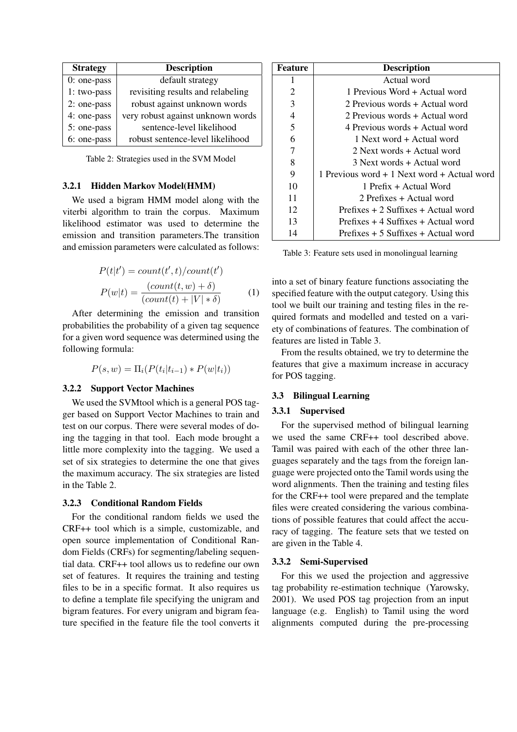| Strategy | Description |
|---|---|
| 0: one-pass | default strategy |
| 1: two-pass | revisiting results and relabeling |
| 2: one-pass | robust against unknown words |
| 4: one-pass | very robust against unknown words |
| 5: one-pass | sentence-level likelihood |
| 6: one-pass | robust sentence-level likelihood |

Table 2: Strategies used in the SVM Model

#### 3.2.1 Hidden Markov Model(HMM)

We used a bigram HMM model along with the viterbi algorithm to train the corpus. Maximum likelihood estimator was used to determine the emission and transition parameters.The transition and emission parameters were calculated as follows:

$$P(t|t') = count(t', t)/count(t')$$

$$P(w|t) = \frac{(count(t, w) + \delta)}{(count(t) + |V| * \delta)} \quad (1)$$

After determining the emission and transition probabilities the probability of a given tag sequence for a given word sequence was determined using the following formula:

$$P(s, w) = \Pi_i(P(t_i|t_{i-1}) * P(w|t_i))$$

#### 3.2.2 Support Vector Machines

We used the SVMtool which is a general POS tagger based on Support Vector Machines to train and test on our corpus. There were several modes of doing the tagging in that tool. Each mode brought a little more complexity into the tagging. We used a set of six strategies to determine the one that gives the maximum accuracy. The six strategies are listed in the Table 2.

#### 3.2.3 Conditional Random Fields

For the conditional random fields we used the CRF++ tool which is a simple, customizable, and open source implementation of Conditional Random Fields (CRFs) for segmenting/labeling sequential data. CRF++ tool allows us to redefine our own set of features. It requires the training and testing files to be in a specific format. It also requires us to define a template file specifying the unigram and bigram features. For every unigram and bigram feature specified in the feature file the tool converts it into a set of binary feature functions associating the specified feature with the output category. Using this tool we built our training and testing files in the required formats and modelled and tested on a variety of combinations of features. The combination of features are listed in Table 3.

| Feature | Description |
|---|---|
| 1 | Actual word |
| 2 | 1 Previous Word + Actual word |
| 3 | 2 Previous words + Actual word |
| 4 | 2 Previous words + Actual word |
| 5 | 4 Previous words + Actual word |
| 6 | 1 Next word + Actual word |
| 7 | 2 Next words + Actual word |
| 8 | 3 Next words + Actual word |
| 9 | 1 Previous word + 1 Next word + Actual word |
| 10 | 1 Prefix + Actual Word |
| 11 | 2 Prefixes + Actual word |
| 12 | Prefixes + 2 Suffixes + Actual word |
| 13 | Prefixes + 4 Suffixes + Actual word |
| 14 | Prefixes + 5 Suffixes + Actual word |

Table 3: Feature sets used in monolingual learning

From the results obtained, we try to determine the features that give a maximum increase in accuracy for POS tagging.

### 3.3 Bilingual Learning

#### 3.3.1 Supervised

For the supervised method of bilingual learning we used the same CRF++ tool described above. Tamil was paired with each of the other three languages separately and the tags from the foreign language were projected onto the Tamil words using the word alignments. Then the training and testing files for the CRF++ tool were prepared and the template files were created considering the various combinations of possible features that could affect the accuracy of tagging. The feature sets that we tested on are given in the Table 4.

#### 3.3.2 Semi-Supervised

For this we used the projection and aggressive tag probability re-estimation technique (Yarowsky, 2001). We used POS tag projection from an input language (e.g. English) to Tamil using the word alignments computed during the pre-processing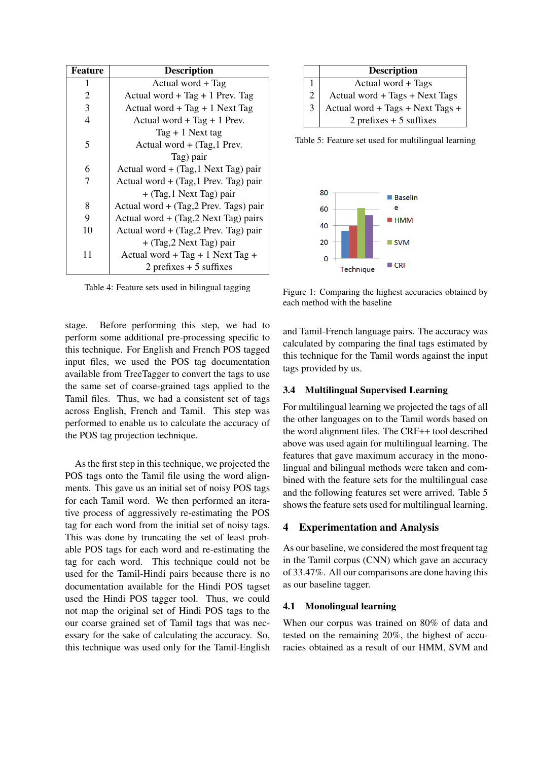| Feature | Description |
|---|---|
| 1 | Actual word + Tag |
| 2 | Actual word + Tag + 1 Prev. Tag |
| 3 | Actual word + Tag + 1 Next Tag |
| 4 | Actual word + Tag + 1 Prev. Tag + 1 Next tag |
| 5 | Actual word + (Tag,1 Prev. Tag) pair |
| 6 | Actual word + (Tag,1 Next Tag) pair |
| 7 | Actual word + (Tag,1 Prev. Tag) pair + (Tag,1 Next Tag) pair |
| 8 | Actual word + (Tag,2 Prev. Tags) pair |
| 9 | Actual word + (Tag,2 Next Tag) pairs |
| 10 | Actual word + (Tag,2 Prev. Tag) pair + (Tag,2 Next Tag) pair |
| 11 | Actual word + Tag + 1 Next Tag + 2 prefixes + 5 suffixes |

Table 4: Feature sets used in bilingual tagging

stage. Before performing this step, we had to perform some additional pre-processing specific to this technique. For English and French POS tagged input files, we used the POS tag documentation available from TreeTagger to convert the tags to use the same set of coarse-grained tags applied to the Tamil files. Thus, we had a consistent set of tags across English, French and Tamil. This step was performed to enable us to calculate the accuracy of the POS tag projection technique.

As the first step in this technique, we projected the POS tags onto the Tamil file using the word alignments. This gave us an initial set of noisy POS tags for each Tamil word. We then performed an iterative process of aggressively re-estimating the POS tag for each word from the initial set of noisy tags. This was done by truncating the set of least probable POS tags for each word and re-estimating the tag for each word. This technique could not be used for the Tamil-Hindi pairs because there is no documentation available for the Hindi POS tagset used the Hindi POS tagger tool. Thus, we could not map the original set of Hindi POS tags to the our coarse grained set of Tamil tags that was necessary for the sake of calculating the accuracy. So, this technique was used only for the Tamil-English and Tamil-French language pairs. The accuracy was calculated by comparing the final tags estimated by this technique for the Tamil words against the input tags provided by us.

| | Description |
|---|---|
| 1 | Actual word + Tags |
| 2 | Actual word + Tags + Next Tags |
| 3 | Actual word + Tags + Next Tags + 2 prefixes + 5 suffixes |

Table 5: Feature set used for multilingual learning

Figure 1: Comparing the highest accuracies obtained by each method with the baseline

### 3.4 Multilingual Supervised Learning

For multilingual learning we projected the tags of all the other languages on to the Tamil words based on the word alignment files. The CRF++ tool described above was used again for multilingual learning. The features that gave maximum accuracy in the monolingual and bilingual methods were taken and combined with the feature sets for the multilingual case and the following features set were arrived. Table 5 shows the feature sets used for multilingual learning.

## 4 Experimentation and Analysis

As our baseline, we considered the most frequent tag in the Tamil corpus (CNN) which gave an accuracy of 33.47%. All our comparisons are done having this as our baseline tagger.

### 4.1 Monolingual learning

When our corpus was trained on 80% of data and tested on the remaining 20%, the highest of accuracies obtained as a result of our HMM, SVM and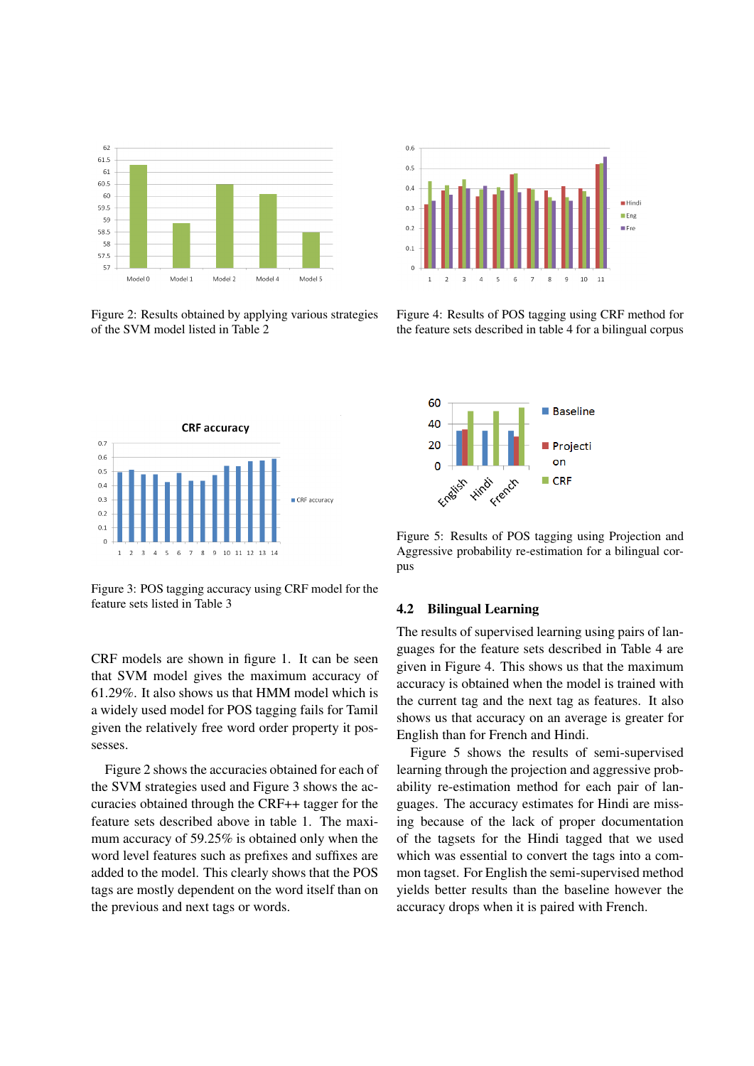Figure 2: Results obtained by applying various strategies of the SVM model listed in Table 2

Figure 4: Results of POS tagging using CRF method for the feature sets described in table 4 for a bilingual corpus

Figure 3: POS tagging accuracy using CRF model for the feature sets listed in Table 3

Figure 5: Results of POS tagging using Projection and Aggressive probability re-estimation for a bilingual corpus

CRF models are shown in figure 1. It can be seen that SVM model gives the maximum accuracy of 61.29%. It also shows us that HMM model which is a widely used model for POS tagging fails for Tamil given the relatively free word order property it possesses.

Figure 2 shows the accuracies obtained for each of the SVM strategies used and Figure 3 shows the accuracies obtained through the CRF++ tagger for the feature sets described above in table 1. The maximum accuracy of 59.25% is obtained only when the word level features such as prefixes and suffixes are added to the model. This clearly shows that the POS tags are mostly dependent on the word itself than on the previous and next tags or words.

## 4.2 Bilingual Learning

The results of supervised learning using pairs of languages for the feature sets described in Table 4 are given in Figure 4. This shows us that the maximum accuracy is obtained when the model is trained with the current tag and the next tag as features. It also shows us that accuracy on an average is greater for English than for French and Hindi.

Figure 5 shows the results of semi-supervised learning through the projection and aggressive probability re-estimation method for each pair of languages. The accuracy estimates for Hindi are missing because of the lack of proper documentation of the tagsets for the Hindi tagged that we used which was essential to convert the tags into a common tagset. For English the semi-supervised method yields better results than the baseline however the accuracy drops when it is paired with French.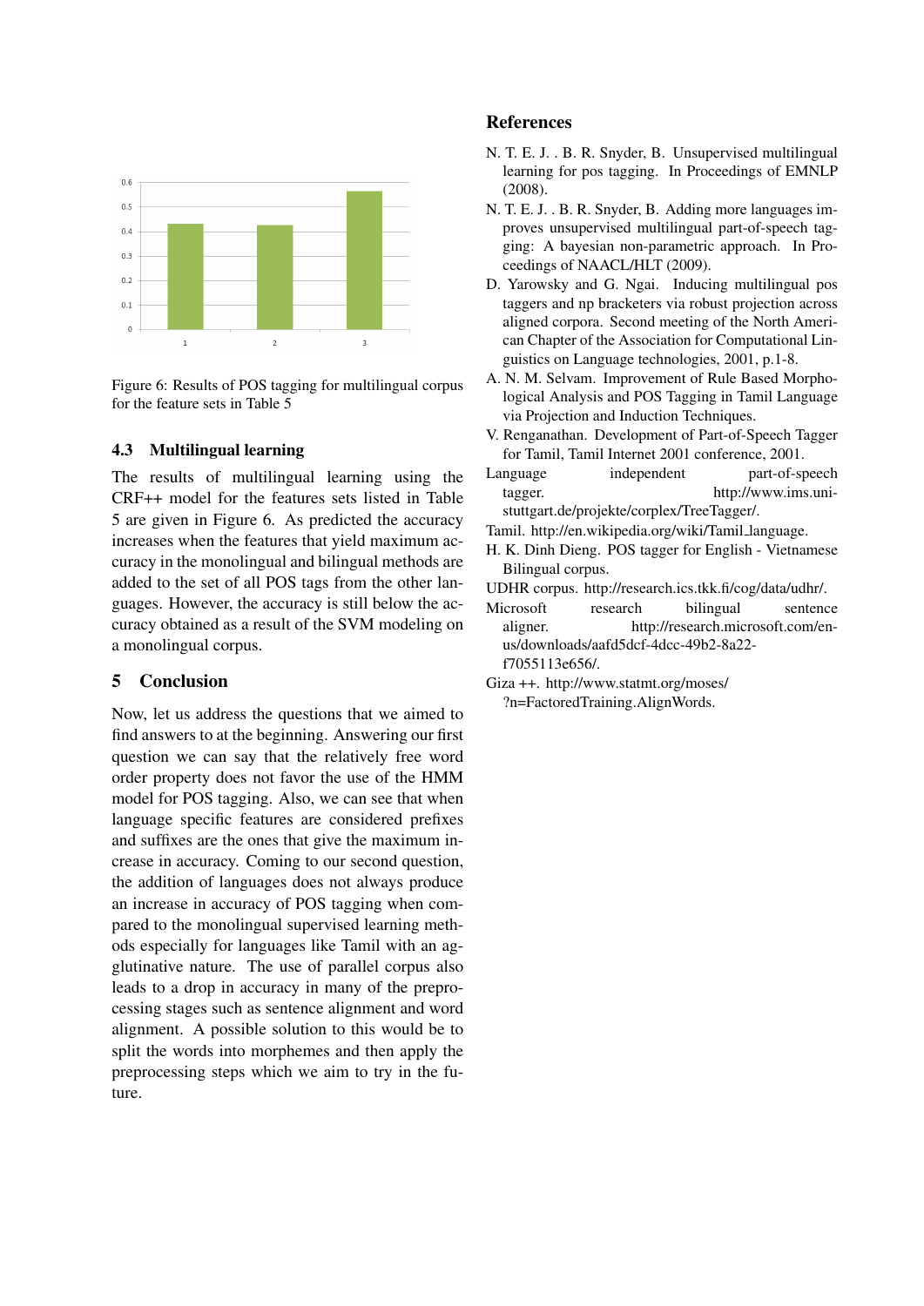0.6
0.5
0.4
0.3
0.2
0.1
0
1
2
3

Figure 6: Results of POS tagging for multilingual corpus for the feature sets in Table 5

### 4.3 Multilingual learning

The results of multilingual learning using the CRF++ model for the features sets listed in Table 5 are given in Figure 6. As predicted the accuracy increases when the features that yield maximum accuracy in the monolingual and bilingual methods are added to the set of all POS tags from the other languages. However, the accuracy is still below the accuracy obtained as a result of the SVM modeling on a monolingual corpus.

## 5 Conclusion

Now, let us address the questions that we aimed to find answers to at the beginning. Answering our first question we can say that the relatively free word order property does not favor the use of the HMM model for POS tagging. Also, we can see that when language specific features are considered prefixes and suffixes are the ones that give the maximum increase in accuracy. Coming to our second question, the addition of languages does not always produce an increase in accuracy of POS tagging when compared to the monolingual supervised learning methods especially for languages like Tamil with an agglutinative nature. The use of parallel corpus also leads to a drop in accuracy in many of the preprocessing stages such as sentence alignment and word alignment. A possible solution to this would be to split the words into morphemes and then apply the preprocessing steps which we aim to try in the future.

## References

N. T. E. J. . B. R. Snyder, B. Unsupervised multilingual learning for pos tagging. In Proceedings of EMNLP (2008).

N. T. E. J. . B. R. Snyder, B. Adding more languages improves unsupervised multilingual part-of-speech tagging: A bayesian non-parametric approach. In Proceedings of NAACL/HLT (2009).

D. Yarowsky and G. Ngai. Inducing multilingual pos taggers and np bracketers via robust projection across aligned corpora. Second meeting of the North American Chapter of the Association for Computational Linguistics on Language technologies, 2001, p.1-8.

A. N. M. Selvam. Improvement of Rule Based Morphological Analysis and POS Tagging in Tamil Language via Projection and Induction Techniques.

V. Renganathan. Development of Part-of-Speech Tagger for Tamil, Tamil Internet 2001 conference, 2001.

Language independent part-of-speech tagger. http://www.ims.uni-stuttgart.de/projekte/corplex/TreeTagger/.

Tamil. http://en.wikipedia.org/wiki/Tamil_language.

H. K. Dinh Dieng. POS tagger for English - Vietnamese Bilingual corpus.

UDHR corpus. http://research.ics.tkk.fi/cog/data/udhr/.

Microsoft research bilingual sentence aligner. http://research.microsoft.com/en-us/downloads/aafd5dcf-4dcc-49b2-8a22-f7055113e656/.

Giza ++. http://www.statmt.org/moses/?n=FactoredTraining.AlignWords.